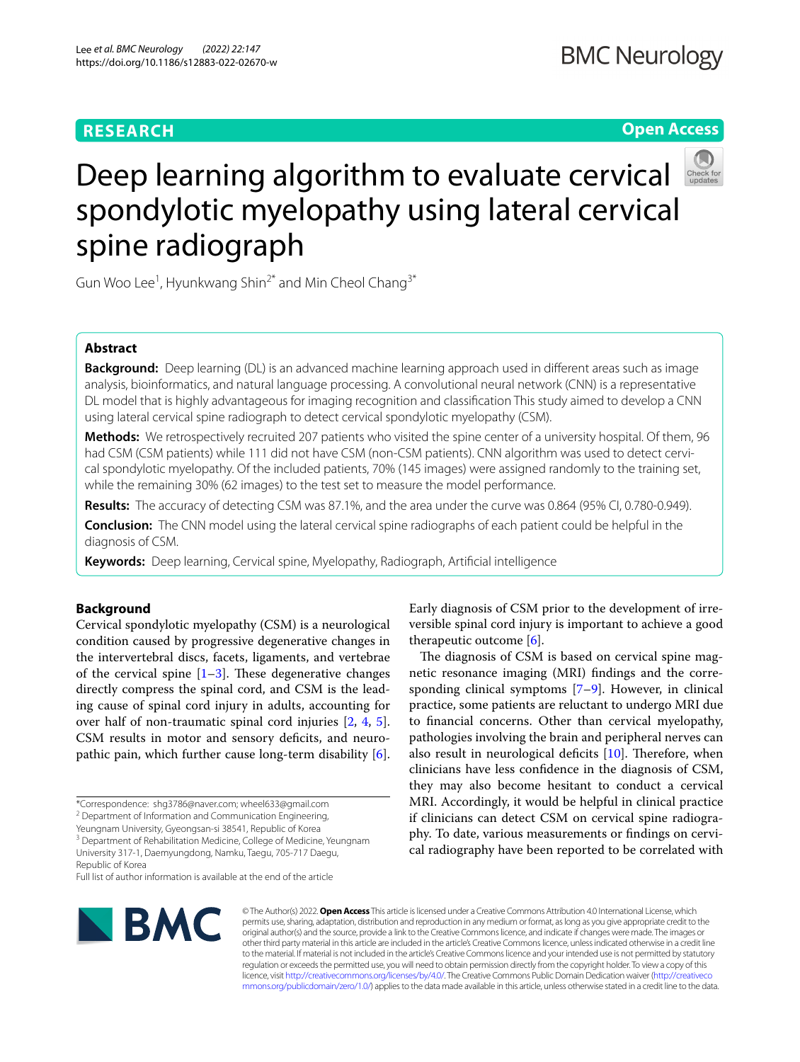# Deep learning algorithm to evaluate cervical spondylotic myelopathy using lateral cervical spine radiograph

Gun Woo Lee[1], Hyunkwang Shin[2*] and Min Cheol Chang[3*]

## Abstract

**Background:** Deep learning (DL) is an advanced machine learning approach used in different areas such as image analysis, bioinformatics, and natural language processing. A convolutional neural network (CNN) is a representative DL model that is highly advantageous for imaging recognition and classification This study aimed to develop a CNN using lateral cervical spine radiograph to detect cervical spondylotic myelopathy (CSM).

**Methods:** We retrospectively recruited 207 patients who visited the spine center of a university hospital. Of them, 96 had CSM (CSM patients) while 111 did not have CSM (non-CSM patients). CNN algorithm was used to detect cervical spondylotic myelopathy. Of the included patients, 70% (145 images) were assigned randomly to the training set, while the remaining 30% (62 images) to the test set to measure the model performance.

**Results:** The accuracy of detecting CSM was 87.1%, and the area under the curve was 0.864 (95% CI, 0.780-0.949).

**Conclusion:** The CNN model using the lateral cervical spine radiographs of each patient could be helpful in the diagnosis of CSM.

**Keywords:** Deep learning, Cervical spine, Myelopathy, Radiograph, Artificial intelligence

## Background

Cervical spondylotic myelopathy (CSM) is a neurological condition caused by progressive degenerative changes in the intervertebral discs, facets, ligaments, and vertebrae of the cervical spine [1–3]. These degenerative changes directly compress the spinal cord, and CSM is the leading cause of spinal cord injury in adults, accounting for over half of non-traumatic spinal cord injuries [2, 4, 5]. CSM results in motor and sensory deficits, and neuropathic pain, which further cause long-term disability [6]. Early diagnosis of CSM prior to the development of irreversible spinal cord injury is important to achieve a good therapeutic outcome [6].

The diagnosis of CSM is based on cervical spine magnetic resonance imaging (MRI) findings and the corresponding clinical symptoms [7–9]. However, in clinical practice, some patients are reluctant to undergo MRI due to financial concerns. Other than cervical myelopathy, pathologies involving the brain and peripheral nerves can also result in neurological deficits [10]. Therefore, when clinicians have less confidence in the diagnosis of CSM, they may also become hesitant to conduct a cervical MRI. Accordingly, it would be helpful in clinical practice if clinicians can detect CSM on cervical spine radiography. To date, various measurements or findings on cervical radiography have been reported to be correlated with

*Correspondence: shg3786@naver.com; wheel633@gmail.com
[2] Department of Information and Communication Engineering, Yeungnam University, Gyeongsan-si 38541, Republic of Korea
[3] Department of Rehabilitation Medicine, College of Medicine, Yeungnam University 317-1, Daemyungdong, Namku, Taegu, 705-717 Daegu, Republic of Korea
Full list of author information is available at the end of the article

© The Author(s) 2022. **Open Access** This article is licensed under a Creative Commons Attribution 4.0 International License, which permits use, sharing, adaptation, distribution and reproduction in any medium or format, as long as you give appropriate credit to the original author(s) and the source, provide a link to the Creative Commons licence, and indicate if changes were made. The images or other third party material in this article are included in the article's Creative Commons licence, unless indicated otherwise in a credit line to the material. If material is not included in the article's Creative Commons licence and your intended use is not permitted by statutory regulation or exceeds the permitted use, you will need to obtain permission directly from the copyright holder. To view a copy of this licence, visit http://creativecommons.org/licenses/by/4.0/. The Creative Commons Public Domain Dedication waiver (http://creativecommons.org/publicdomain/zero/1.0/) applies to the data made available in this article, unless otherwise stated in a credit line to the data.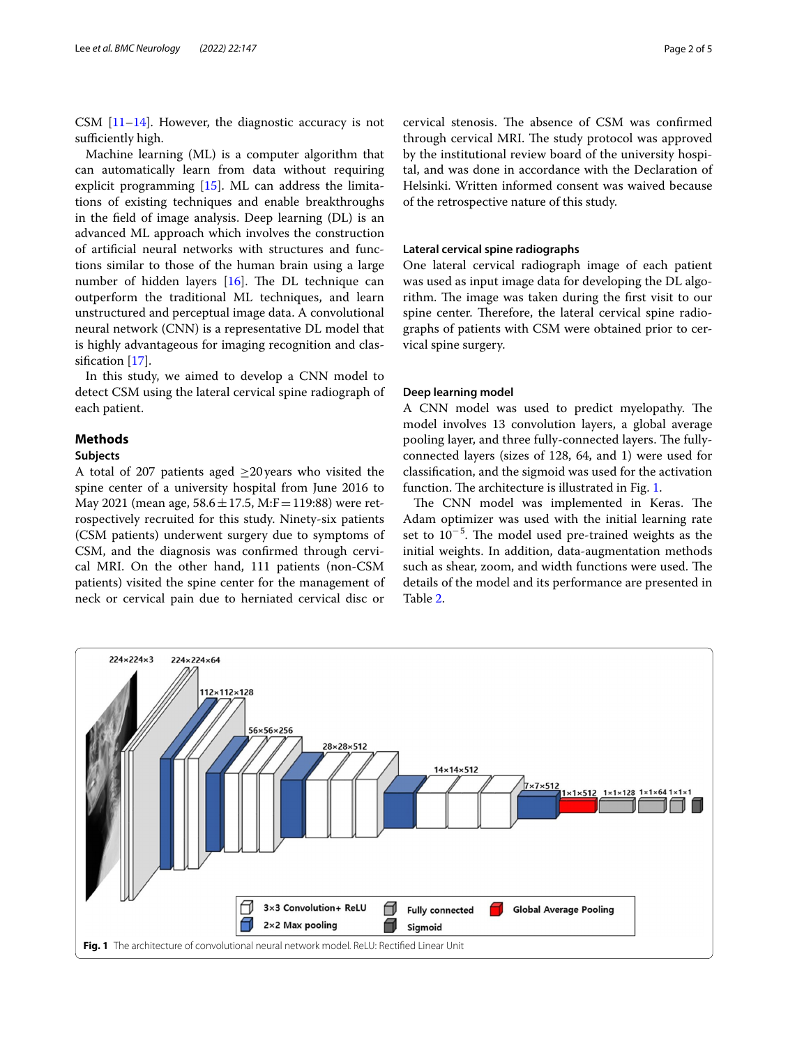CSM [11–14]. However, the diagnostic accuracy is not sufficiently high.

Machine learning (ML) is a computer algorithm that can automatically learn from data without requiring explicit programming [15]. ML can address the limitations of existing techniques and enable breakthroughs in the field of image analysis. Deep learning (DL) is an advanced ML approach which involves the construction of artificial neural networks with structures and functions similar to those of the human brain using a large number of hidden layers [16]. The DL technique can outperform the traditional ML techniques, and learn unstructured and perceptual image data. A convolutional neural network (CNN) is a representative DL model that is highly advantageous for imaging recognition and classification [17].

In this study, we aimed to develop a CNN model to detect CSM using the lateral cervical spine radiograph of each patient.

## Methods

### Subjects

A total of 207 patients aged ≥20 years who visited the spine center of a university hospital from June 2016 to May 2021 (mean age, 58.6 ± 17.5, M:F = 119:88) were retrospectively recruited for this study. Ninety-six patients (CSM patients) underwent surgery due to symptoms of CSM, and the diagnosis was confirmed through cervical MRI. On the other hand, 111 patients (non-CSM patients) visited the spine center for the management of neck or cervical pain due to herniated cervical disc or cervical stenosis. The absence of CSM was confirmed through cervical MRI. The study protocol was approved by the institutional review board of the university hospital, and was done in accordance with the Declaration of Helsinki. Written informed consent was waived because of the retrospective nature of this study.

### Lateral cervical spine radiographs

One lateral cervical radiograph image of each patient was used as input image data for developing the DL algorithm. The image was taken during the first visit to our spine center. Therefore, the lateral cervical spine radiographs of patients with CSM were obtained prior to cervical spine surgery.

### Deep learning model

A CNN model was used to predict myelopathy. The model involves 13 convolution layers, a global average pooling layer, and three fully-connected layers. The fully-connected layers (sizes of 128, 64, and 1) were used for classification, and the sigmoid was used for the activation function. The architecture is illustrated in Fig. 1.

The CNN model was implemented in Keras. The Adam optimizer was used with the initial learning rate set to $10^{-5}$. The model used pre-trained weights as the initial weights. In addition, data-augmentation methods such as shear, zoom, and width functions were used. The details of the model and its performance are presented in Table 2.

**Fig. 1** The architecture of convolutional neural network model. ReLU: Rectified Linear Unit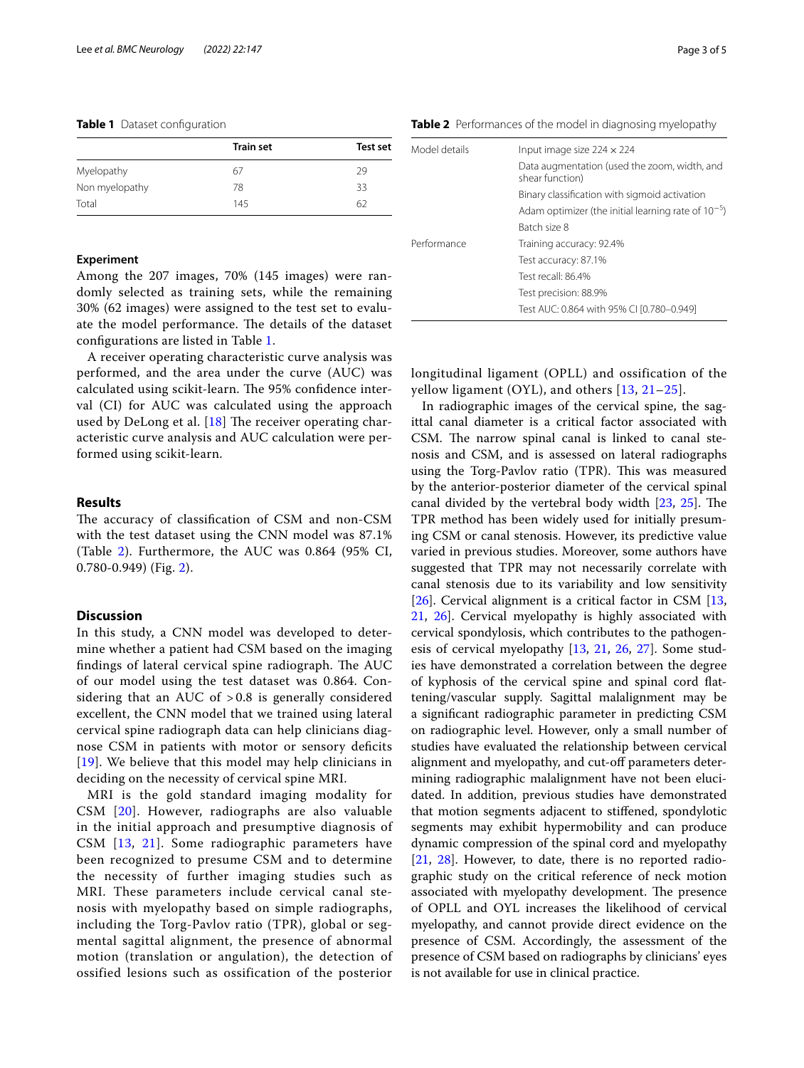**Table 1** Dataset configuration

| | Train set | Test set |
|---|---|---|
| Myelopathy | 67 | 29 |
| Non myelopathy | 78 | 33 |
| Total | 145 | 62 |

### Experiment

Among the 207 images, 70% (145 images) were randomly selected as training sets, while the remaining 30% (62 images) were assigned to the test set to evaluate the model performance. The details of the dataset configurations are listed in Table 1.

A receiver operating characteristic curve analysis was performed, and the area under the curve (AUC) was calculated using scikit-learn. The 95% confidence interval (CI) for AUC was calculated using the approach used by DeLong et al. [18] The receiver operating characteristic curve analysis and AUC calculation were performed using scikit-learn.

## Results

The accuracy of classification of CSM and non-CSM with the test dataset using the CNN model was 87.1% (Table 2). Furthermore, the AUC was 0.864 (95% CI, 0.780-0.949) (Fig. 2).

## Discussion

In this study, a CNN model was developed to determine whether a patient had CSM based on the imaging findings of lateral cervical spine radiograph. The AUC of our model using the test dataset was 0.864. Considering that an AUC of >0.8 is generally considered excellent, the CNN model that we trained using lateral cervical spine radiograph data can help clinicians diagnose CSM in patients with motor or sensory deficits [19]. We believe that this model may help clinicians in deciding on the necessity of cervical spine MRI.

MRI is the gold standard imaging modality for CSM [20]. However, radiographs are also valuable in the initial approach and presumptive diagnosis of CSM [13, 21]. Some radiographic parameters have been recognized to presume CSM and to determine the necessity of further imaging studies such as MRI. These parameters include cervical canal stenosis with myelopathy based on simple radiographs, including the Torg-Pavlov ratio (TPR), global or segmental sagittal alignment, the presence of abnormal motion (translation or angulation), the detection of ossified lesions such as ossification of the posterior longitudinal ligament (OPLL) and ossification of the yellow ligament (OYL), and others [13, 21–25].

**Table 2** Performances of the model in diagnosing myelopathy

| | |
|---|---|
| Model details | Input image size 224 × 224 |
| | Data augmentation (used the zoom, width, and shear function) |
| | Binary classification with sigmoid activation |
| | Adam optimizer (the initial learning rate of $10^{-5}$) |
| | Batch size 8 |
| Performance | Training accuracy: 92.4% |
| | Test accuracy: 87.1% |
| | Test recall: 86.4% |
| | Test precision: 88.9% |
| | Test AUC: 0.864 with 95% CI [0.780–0.949] |

In radiographic images of the cervical spine, the sagittal canal diameter is a critical factor associated with CSM. The narrow spinal canal is linked to canal stenosis and CSM, and is assessed on lateral radiographs using the Torg-Pavlov ratio (TPR). This was measured by the anterior-posterior diameter of the cervical spinal canal divided by the vertebral body width [23, 25]. The TPR method has been widely used for initially presuming CSM or canal stenosis. However, its predictive value varied in previous studies. Moreover, some authors have suggested that TPR may not necessarily correlate with canal stenosis due to its variability and low sensitivity [26]. Cervical alignment is a critical factor in CSM [13, 21, 26]. Cervical myelopathy is highly associated with cervical spondylosis, which contributes to the pathogenesis of cervical myelopathy [13, 21, 26, 27]. Some studies have demonstrated a correlation between the degree of kyphosis of the cervical spine and spinal cord flattening/vascular supply. Sagittal malalignment may be a significant radiographic parameter in predicting CSM on radiographic level. However, only a small number of studies have evaluated the relationship between cervical alignment and myelopathy, and cut-off parameters determining radiographic malalignment have not been elucidated. In addition, previous studies have demonstrated that motion segments adjacent to stiffened, spondylotic segments may exhibit hypermobility and can produce dynamic compression of the spinal cord and myelopathy [21, 28]. However, to date, there is no reported radiographic study on the critical reference of neck motion associated with myelopathy development. The presence of OPLL and OYL increases the likelihood of cervical myelopathy, and cannot provide direct evidence on the presence of CSM. Accordingly, the assessment of the presence of CSM based on radiographs by clinicians' eyes is not available for use in clinical practice.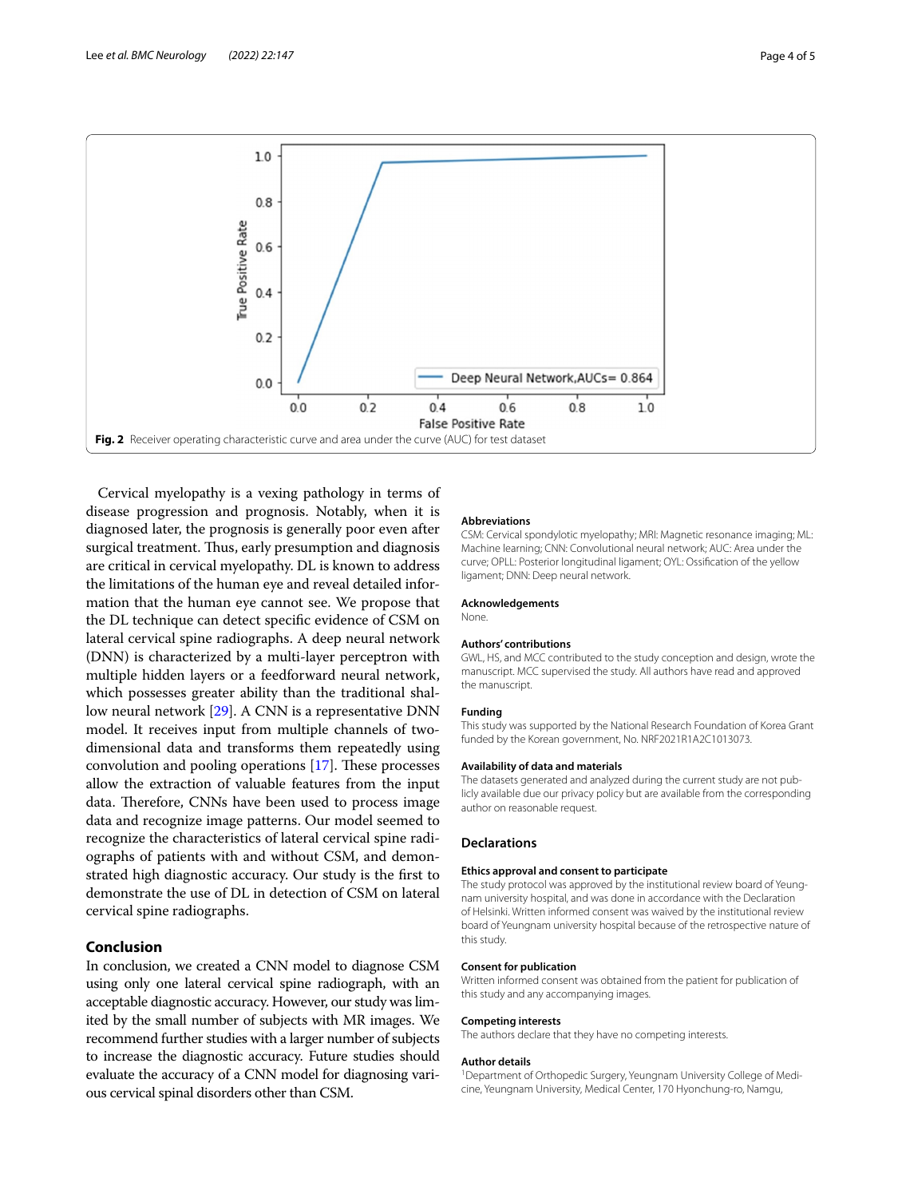Fig. 2 Receiver operating characteristic curve and area under the curve (AUC) for test dataset

Cervical myelopathy is a vexing pathology in terms of disease progression and prognosis. Notably, when it is diagnosed later, the prognosis is generally poor even after surgical treatment. Thus, early presumption and diagnosis are critical in cervical myelopathy. DL is known to address the limitations of the human eye and reveal detailed information that the human eye cannot see. We propose that the DL technique can detect specific evidence of CSM on lateral cervical spine radiographs. A deep neural network (DNN) is characterized by a multi-layer perceptron with multiple hidden layers or a feedforward neural network, which possesses greater ability than the traditional shallow neural network [29]. A CNN is a representative DNN model. It receives input from multiple channels of two-dimensional data and transforms them repeatedly using convolution and pooling operations [17]. These processes allow the extraction of valuable features from the input data. Therefore, CNNs have been used to process image data and recognize image patterns. Our model seemed to recognize the characteristics of lateral cervical spine radiographs of patients with and without CSM, and demonstrated high diagnostic accuracy. Our study is the first to demonstrate the use of DL in detection of CSM on lateral cervical spine radiographs.

## Conclusion

In conclusion, we created a CNN model to diagnose CSM using only one lateral cervical spine radiograph, with an acceptable diagnostic accuracy. However, our study was limited by the small number of subjects with MR images. We recommend further studies with a larger number of subjects to increase the diagnostic accuracy. Future studies should evaluate the accuracy of a CNN model for diagnosing various cervical spinal disorders other than CSM.

### Abbreviations

CSM: Cervical spondylotic myelopathy; MRI: Magnetic resonance imaging; ML: Machine learning; CNN: Convolutional neural network; AUC: Area under the curve; OPLL: Posterior longitudinal ligament; OYL: Ossification of the yellow ligament; DNN: Deep neural network.

### Acknowledgements

None.

### Authors' contributions

GWL, HS, and MCC contributed to the study conception and design, wrote the manuscript. MCC supervised the study. All authors have read and approved the manuscript.

### Funding

This study was supported by the National Research Foundation of Korea Grant funded by the Korean government, No. NRF2021R1A2C1013073.

### Availability of data and materials

The datasets generated and analyzed during the current study are not publicly available due our privacy policy but are available from the corresponding author on reasonable request.

## Declarations

### Ethics approval and consent to participate

The study protocol was approved by the institutional review board of Yeungnam university hospital, and was done in accordance with the Declaration of Helsinki. Written informed consent was waived by the institutional review board of Yeungnam university hospital because of the retrospective nature of this study.

### Consent for publication

Written informed consent was obtained from the patient for publication of this study and any accompanying images.

### Competing interests

The authors declare that they have no competing interests.

### Author details

[1]Department of Orthopedic Surgery, Yeungnam University College of Medicine, Yeungnam University, Medical Center, 170 Hyonchung-ro, Namgu,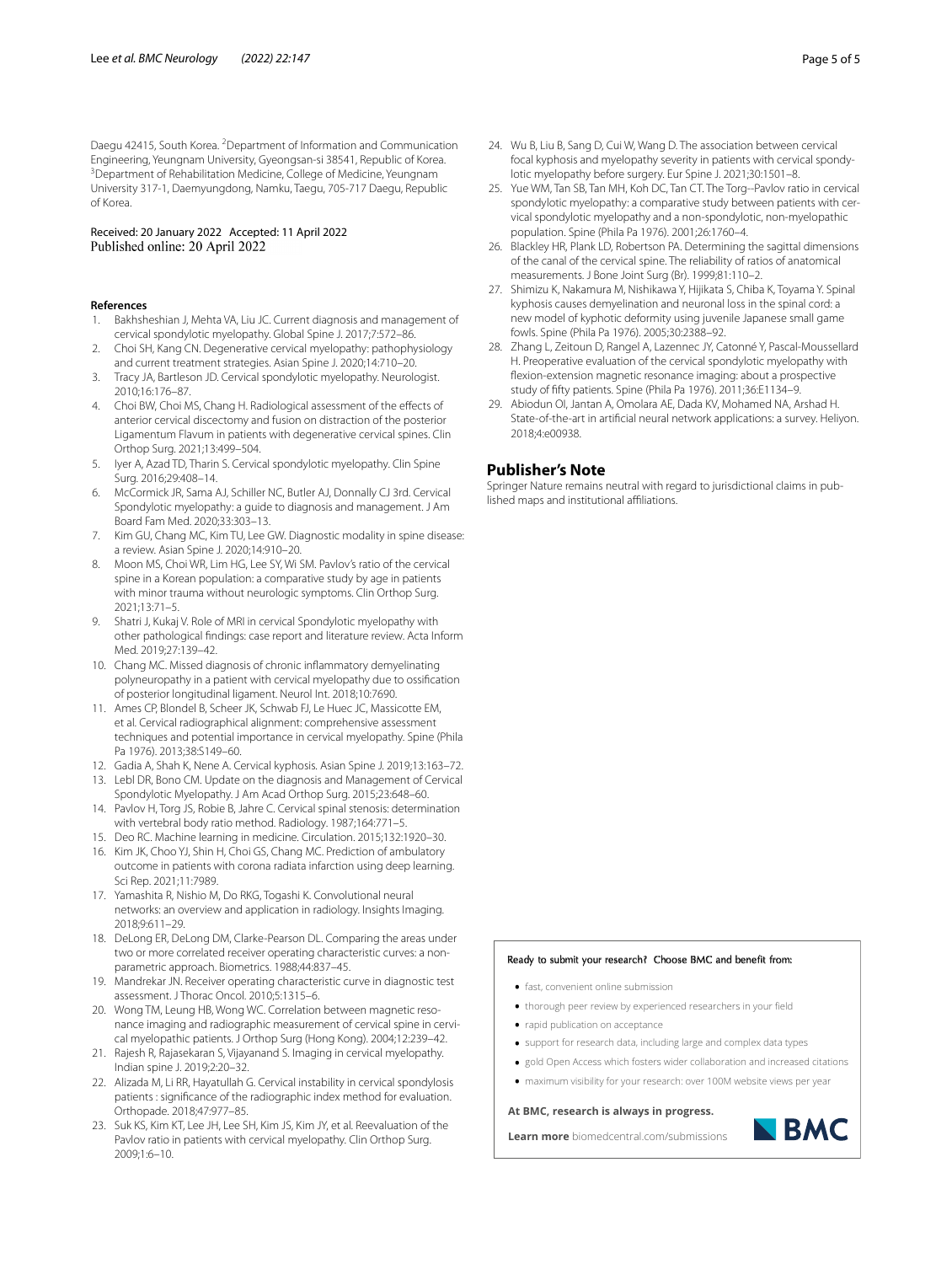Daegu 42415, South Korea. [2]Department of Information and Communication Engineering, Yeungnam University, Gyeongsan-si 38541, Republic of Korea. [3]Department of Rehabilitation Medicine, College of Medicine, Yeungnam University 317-1, Daemyungdong, Namku, Taegu, 705-717 Daegu, Republic of Korea.

Received: 20 January 2022 Accepted: 11 April 2022
Published online: 20 April 2022

**References**

1. Bakhsheshian J, Mehta VA, Liu JC. Current diagnosis and management of cervical spondylotic myelopathy. Global Spine J. 2017;7:572–86.
2. Choi SH, Kang CN. Degenerative cervical myelopathy: pathophysiology and current treatment strategies. Asian Spine J. 2020;14:710–20.
3. Tracy JA, Bartleson JD. Cervical spondylotic myelopathy. Neurologist. 2010;16:176–87.
4. Choi BW, Choi MS, Chang H. Radiological assessment of the effects of anterior cervical discectomy and fusion on distraction of the posterior Ligamentum Flavum in patients with degenerative cervical spines. Clin Orthop Surg. 2021;13:499–504.
5. Iyer A, Azad TD, Tharin S. Cervical spondylotic myelopathy. Clin Spine Surg. 2016;29:408–14.
6. McCormick JR, Sama AJ, Schiller NC, Butler AJ, Donnally CJ 3rd. Cervical Spondylotic myelopathy: a guide to diagnosis and management. J Am Board Fam Med. 2020;33:303–13.
7. Kim GU, Chang MC, Kim TU, Lee GW. Diagnostic modality in spine disease: a review. Asian Spine J. 2020;14:910–20.
8. Moon MS, Choi WR, Lim HG, Lee SY, Wi SM. Pavlov's ratio of the cervical spine in a Korean population: a comparative study by age in patients with minor trauma without neurologic symptoms. Clin Orthop Surg. 2021;13:71–5.
9. Shatri J, Kukaj V. Role of MRI in cervical Spondylotic myelopathy with other pathological findings: case report and literature review. Acta Inform Med. 2019;27:139–42.
10. Chang MC. Missed diagnosis of chronic inflammatory demyelinating polyneuropathy in a patient with cervical myelopathy due to ossification of posterior longitudinal ligament. Neurol Int. 2018;10:7690.
11. Ames CP, Blondel B, Scheer JK, Schwab FJ, Le Huec JC, Massicotte EM, et al. Cervical radiographical alignment: comprehensive assessment techniques and potential importance in cervical myelopathy. Spine (Phila Pa 1976). 2013;38:S149–60.
12. Gadia A, Shah K, Nene A. Cervical kyphosis. Asian Spine J. 2019;13:163–72.
13. Lebl DR, Bono CM. Update on the diagnosis and Management of Cervical Spondylotic Myelopathy. J Am Acad Orthop Surg. 2015;23:648–60.
14. Pavlov H, Torg JS, Robie B, Jahre C. Cervical spinal stenosis: determination with vertebral body ratio method. Radiology. 1987;164:771–5.
15. Deo RC. Machine learning in medicine. Circulation. 2015;132:1920–30.
16. Kim JK, Choo YJ, Shin H, Choi GS, Chang MC. Prediction of ambulatory outcome in patients with corona radiata infarction using deep learning. Sci Rep. 2021;11:7989.
17. Yamashita R, Nishio M, Do RKG, Togashi K. Convolutional neural networks: an overview and application in radiology. Insights Imaging. 2018;9:611–29.
18. DeLong ER, DeLong DM, Clarke-Pearson DL. Comparing the areas under two or more correlated receiver operating characteristic curves: a nonparametric approach. Biometrics. 1988;44:837–45.
19. Mandrekar JN. Receiver operating characteristic curve in diagnostic test assessment. J Thorac Oncol. 2010;5:1315–6.
20. Wong TM, Leung HB, Wong WC. Correlation between magnetic resonance imaging and radiographic measurement of cervical spine in cervical myelopathic patients. J Orthop Surg (Hong Kong). 2004;12:239–42.
21. Rajesh R, Rajasekaran S, Vijayanand S. Imaging in cervical myelopathy. Indian spine J. 2019;2:20–32.
22. Alizada M, Li RR, Hayatullah G. Cervical instability in cervical spondylosis patients : significance of the radiographic index method for evaluation. Orthopade. 2018;47:977–85.
23. Suk KS, Kim KT, Lee JH, Lee SH, Kim JS, Kim JY, et al. Reevaluation of the Pavlov ratio in patients with cervical myelopathy. Clin Orthop Surg. 2009;1:6–10.
24. Wu B, Liu B, Sang D, Cui W, Wang D. The association between cervical focal kyphosis and myelopathy severity in patients with cervical spondylotic myelopathy before surgery. Eur Spine J. 2021;30:1501–8.
25. Yue WM, Tan SB, Tan MH, Koh DC, Tan CT. The Torg--Pavlov ratio in cervical spondylotic myelopathy: a comparative study between patients with cervical spondylotic myelopathy and a non-spondylotic, non-myelopathic population. Spine (Phila Pa 1976). 2001;26:1760–4.
26. Blackley HR, Plank LD, Robertson PA. Determining the sagittal dimensions of the canal of the cervical spine. The reliability of ratios of anatomical measurements. J Bone Joint Surg (Br). 1999;81:110–2.
27. Shimizu K, Nakamura M, Nishikawa Y, Hijikata S, Chiba K, Toyama Y. Spinal kyphosis causes demyelination and neuronal loss in the spinal cord: a new model of kyphotic deformity using juvenile Japanese small game fowls. Spine (Phila Pa 1976). 2005;30:2388–92.
28. Zhang L, Zeitoun D, Rangel A, Lazennec JY, Catonné Y, Pascal-Moussellard H. Preoperative evaluation of the cervical spondylotic myelopathy with flexion-extension magnetic resonance imaging: about a prospective study of fifty patients. Spine (Phila Pa 1976). 2011;36:E1134–9.
29. Abiodun OI, Jantan A, Omolara AE, Dada KV, Mohamed NA, Arshad H. State-of-the-art in artificial neural network applications: a survey. Heliyon. 2018;4:e00938.

## Publisher's Note

Springer Nature remains neutral with regard to jurisdictional claims in published maps and institutional affiliations.